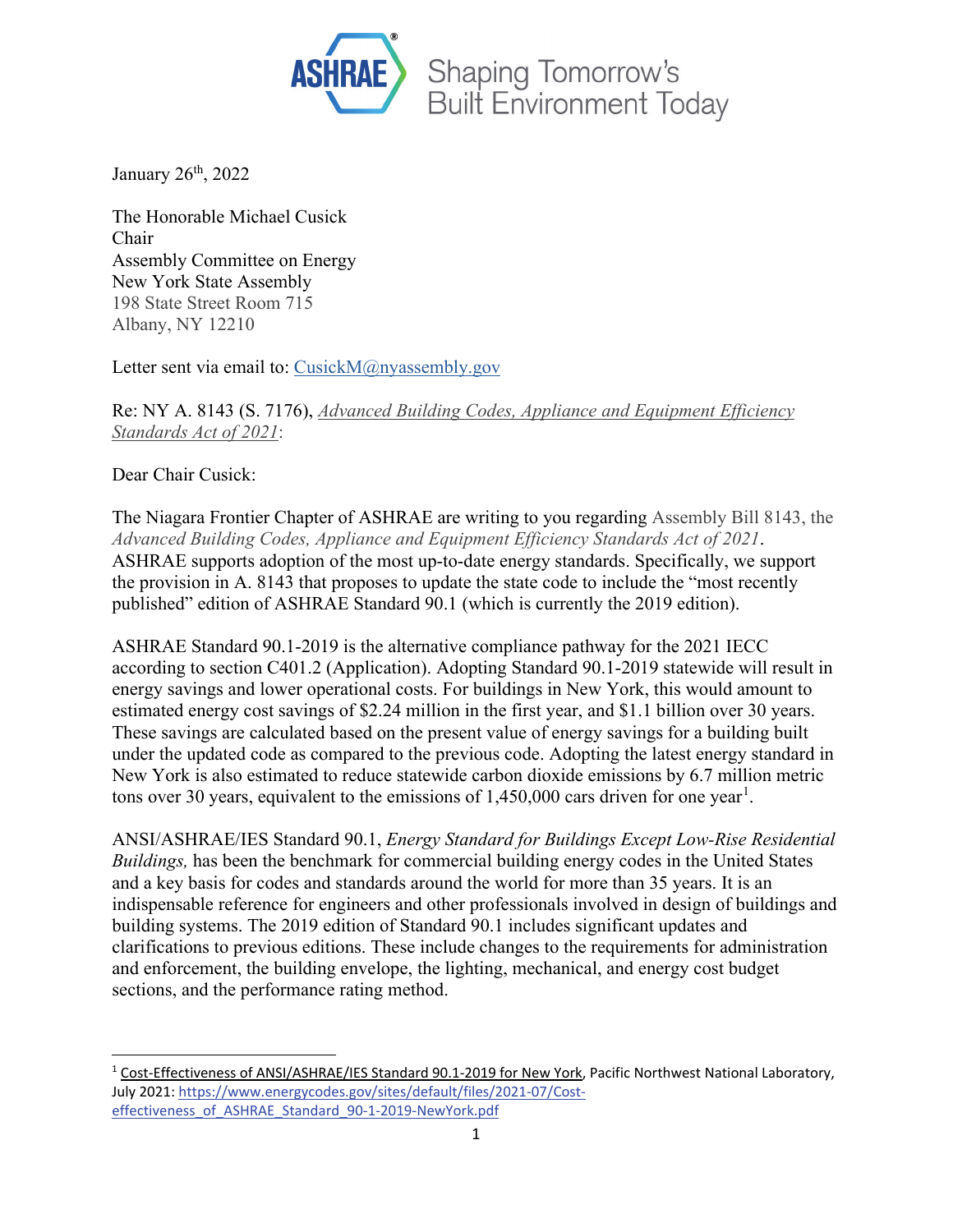ASHRAE Shaping Tomorrow's Built Environment Today

January 26th, 2022

The Honorable Michael Cusick
Chair
Assembly Committee on Energy
New York State Assembly
198 State Street Room 715
Albany, NY 12210

Letter sent via email to: CusickM@nyassembly.gov

Re: NY A. 8143 (S. 7176), *Advanced Building Codes, Appliance and Equipment Efficiency Standards Act of 2021*:

Dear Chair Cusick:

The Niagara Frontier Chapter of ASHRAE are writing to you regarding Assembly Bill 8143, the *Advanced Building Codes, Appliance and Equipment Efficiency Standards Act of 2021*. ASHRAE supports adoption of the most up-to-date energy standards. Specifically, we support the provision in A. 8143 that proposes to update the state code to include the "most recently published" edition of ASHRAE Standard 90.1 (which is currently the 2019 edition).

ASHRAE Standard 90.1-2019 is the alternative compliance pathway for the 2021 IECC according to section C401.2 (Application). Adopting Standard 90.1-2019 statewide will result in energy savings and lower operational costs. For buildings in New York, this would amount to estimated energy cost savings of $2.24 million in the first year, and $1.1 billion over 30 years. These savings are calculated based on the present value of energy savings for a building built under the updated code as compared to the previous code. Adopting the latest energy standard in New York is also estimated to reduce statewide carbon dioxide emissions by 6.7 million metric tons over 30 years, equivalent to the emissions of 1,450,000 cars driven for one year[1].

ANSI/ASHRAE/IES Standard 90.1, *Energy Standard for Buildings Except Low-Rise Residential Buildings,* has been the benchmark for commercial building energy codes in the United States and a key basis for codes and standards around the world for more than 35 years. It is an indispensable reference for engineers and other professionals involved in design of buildings and building systems. The 2019 edition of Standard 90.1 includes significant updates and clarifications to previous editions. These include changes to the requirements for administration and enforcement, the building envelope, the lighting, mechanical, and energy cost budget sections, and the performance rating method.

---

[1] Cost-Effectiveness of ANSI/ASHRAE/IES Standard 90.1-2019 for New York, Pacific Northwest National Laboratory, July 2021: https://www.energycodes.gov/sites/default/files/2021-07/Cost-effectiveness_of_ASHRAE_Standard_90-1-2019-NewYork.pdf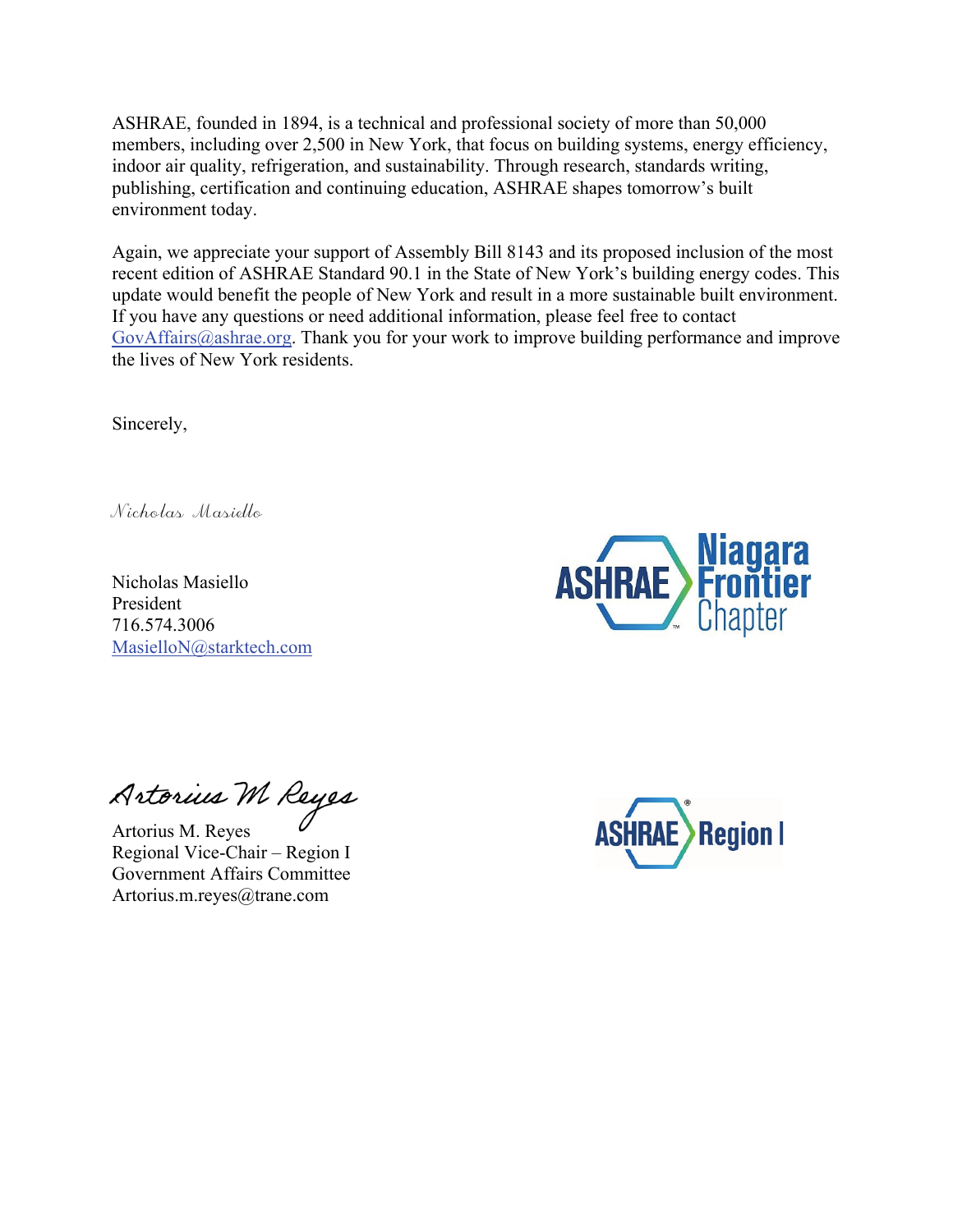ASHRAE, founded in 1894, is a technical and professional society of more than 50,000 members, including over 2,500 in New York, that focus on building systems, energy efficiency, indoor air quality, refrigeration, and sustainability. Through research, standards writing, publishing, certification and continuing education, ASHRAE shapes tomorrow's built environment today.

Again, we appreciate your support of Assembly Bill 8143 and its proposed inclusion of the most recent edition of ASHRAE Standard 90.1 in the State of New York's building energy codes. This update would benefit the people of New York and result in a more sustainable built environment. If you have any questions or need additional information, please feel free to contact GovAffairs@ashrae.org. Thank you for your work to improve building performance and improve the lives of New York residents.

Sincerely,

*Nicholas Masiello*

Nicholas Masiello
President
716.574.3006
MasielloN@starktech.com

ASHRAE Niagara Frontier Chapter

*Artorius M Reyes*

Artorius M. Reyes
Regional Vice-Chair – Region I
Government Affairs Committee
Artorius.m.reyes@trane.com

ASHRAE Region I